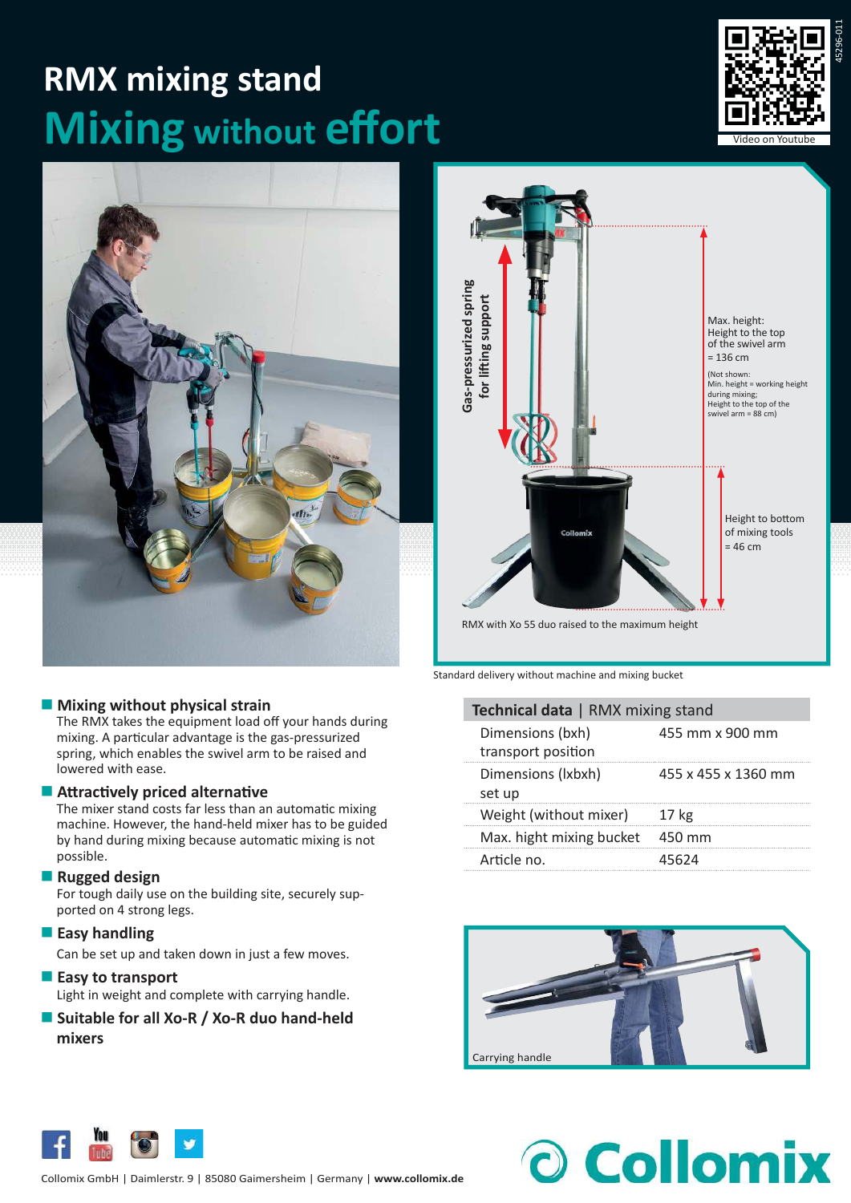# RMX mixing stand

## Mixing without effort

Video on Youtube

Gas-pressurized spring for lifting support

Max. height: Height to the top of the swivel arm = 136 cm

(Not shown: Min. height = working height during mixing; Height to the top of the swivel arm = 88 cm)

Height to bottom of mixing tools = 46 cm

RMX with Xo 55 duo raised to the maximum height

Standard delivery without machine and mixing bucket

- **Mixing without physical strain**
  The RMX takes the equipment load off your hands during mixing. A particular advantage is the gas-pressurized spring, which enables the swivel arm to be raised and lowered with ease.
- **Attractively priced alternative**
  The mixer stand costs far less than an automatic mixing machine. However, the hand-held mixer has to be guided by hand during mixing because automatic mixing is not possible.
- **Rugged design**
  For tough daily use on the building site, securely supported on 4 strong legs.
- **Easy handling**
  Can be set up and taken down in just a few moves.
- **Easy to transport**
  Light in weight and complete with carrying handle.
- **Suitable for all Xo-R / Xo-R duo hand-held mixers**

| **Technical data** \| RMX mixing stand | |
|---|---|
| Dimensions (bxh) transport position | 455 mm x 900 mm |
| Dimensions (lxbxh) set up | 455 x 455 x 1360 mm |
| Weight (without mixer) | 17 kg |
| Max. hight mixing bucket | 450 mm |
| Article no. | 45624 |

Carrying handle

Collomix GmbH | Daimlerstr. 9 | 85080 Gaimersheim | Germany | **www.collomix.de**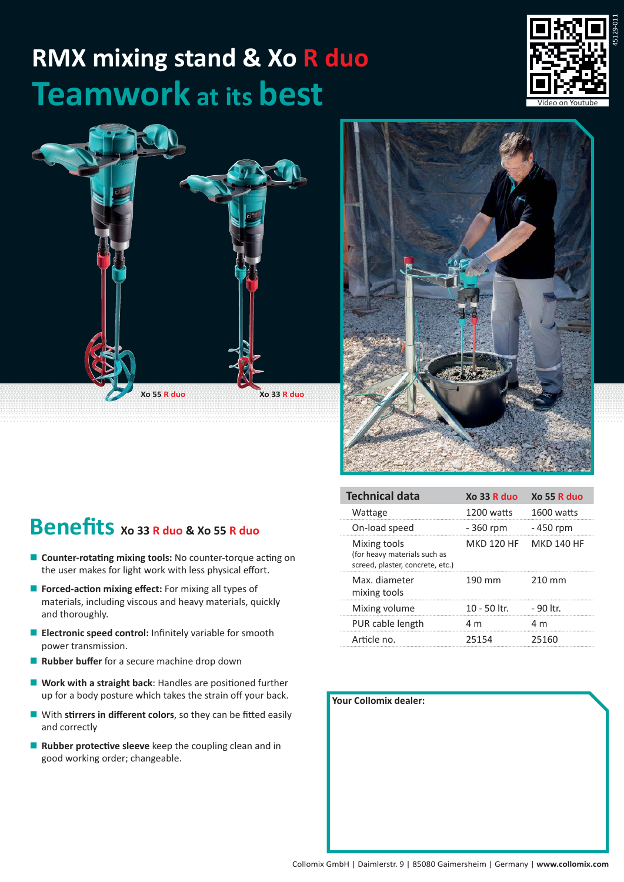# RMX mixing stand & Xo R duo

## Teamwork at its best

Video on Youtube

45129-011

Xo 55 R duo

Xo 33 R duo

## Benefits Xo 33 R duo & Xo 55 R duo

- **Counter-rotating mixing tools:** No counter-torque acting on the user makes for light work with less physical effort.
- **Forced-action mixing effect:** For mixing all types of materials, including viscous and heavy materials, quickly and thoroughly.
- **Electronic speed control:** Infinitely variable for smooth power transmission.
- **Rubber buffer** for a secure machine drop down
- **Work with a straight back**: Handles are positioned further up for a body posture which takes the strain off your back.
- With **stirrers in different colors**, so they can be fitted easily and correctly
- **Rubber protective sleeve** keep the coupling clean and in good working order; changeable.

| Technical data | Xo 33 R duo | Xo 55 R duo |
|---|---|---|
| Wattage | 1200 watts | 1600 watts |
| On-load speed | - 360 rpm | - 450 rpm |
| Mixing tools (for heavy materials such as screed, plaster, concrete, etc.) | MKD 120 HF | MKD 140 HF |
| Max. diameter mixing tools | 190 mm | 210 mm |
| Mixing volume | 10 - 50 ltr. | - 90 ltr. |
| PUR cable length | 4 m | 4 m |
| Article no. | 25154 | 25160 |

**Your Collomix dealer:**

Collomix GmbH | Daimlerstr. 9 | 85080 Gaimersheim | Germany | **www.collomix.com**